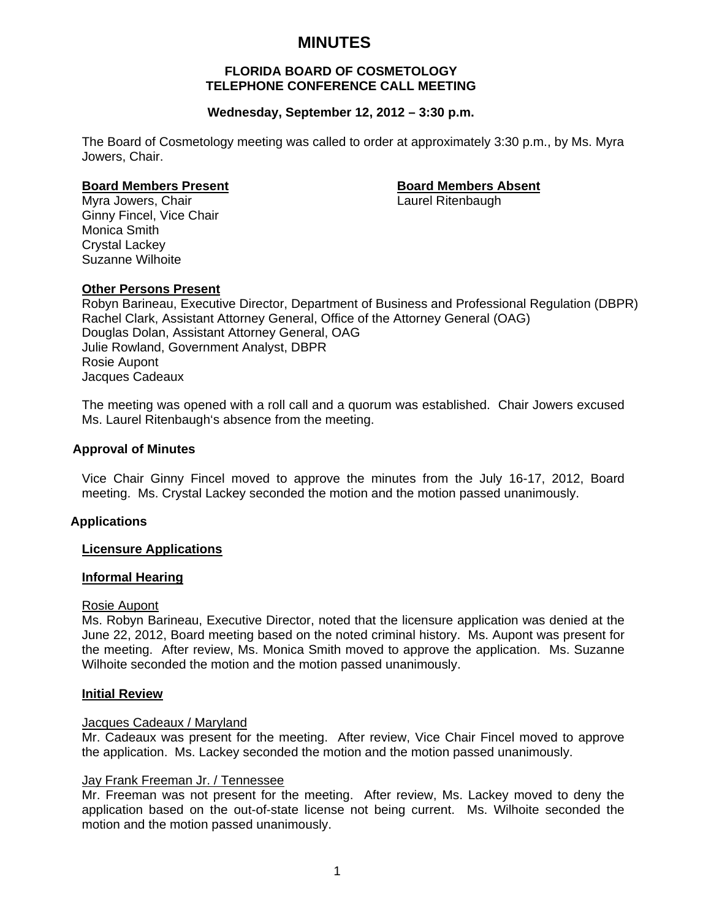# MINUTES

**FLORIDA BOARD OF COSMETOLOGY**
**TELEPHONE CONFERENCE CALL MEETING**

**Wednesday, September 12, 2012 – 3:30 p.m.**

The Board of Cosmetology meeting was called to order at approximately 3:30 p.m., by Ms. Myra Jowers, Chair.

**Board Members Present**

Myra Jowers, Chair
Ginny Fincel, Vice Chair
Monica Smith
Crystal Lackey
Suzanne Wilhoite

**Board Members Absent**

Laurel Ritenbaugh

**Other Persons Present**

Robyn Barineau, Executive Director, Department of Business and Professional Regulation (DBPR)
Rachel Clark, Assistant Attorney General, Office of the Attorney General (OAG)
Douglas Dolan, Assistant Attorney General, OAG
Julie Rowland, Government Analyst, DBPR
Rosie Aupont
Jacques Cadeaux

The meeting was opened with a roll call and a quorum was established. Chair Jowers excused Ms. Laurel Ritenbaugh's absence from the meeting.

## Approval of Minutes

Vice Chair Ginny Fincel moved to approve the minutes from the July 16-17, 2012, Board meeting. Ms. Crystal Lackey seconded the motion and the motion passed unanimously.

## Applications

### Licensure Applications

### Informal Hearing

Rosie Aupont
Ms. Robyn Barineau, Executive Director, noted that the licensure application was denied at the June 22, 2012, Board meeting based on the noted criminal history. Ms. Aupont was present for the meeting. After review, Ms. Monica Smith moved to approve the application. Ms. Suzanne Wilhoite seconded the motion and the motion passed unanimously.

### Initial Review

Jacques Cadeaux / Maryland
Mr. Cadeaux was present for the meeting. After review, Vice Chair Fincel moved to approve the application. Ms. Lackey seconded the motion and the motion passed unanimously.

Jay Frank Freeman Jr. / Tennessee
Mr. Freeman was not present for the meeting. After review, Ms. Lackey moved to deny the application based on the out-of-state license not being current. Ms. Wilhoite seconded the motion and the motion passed unanimously.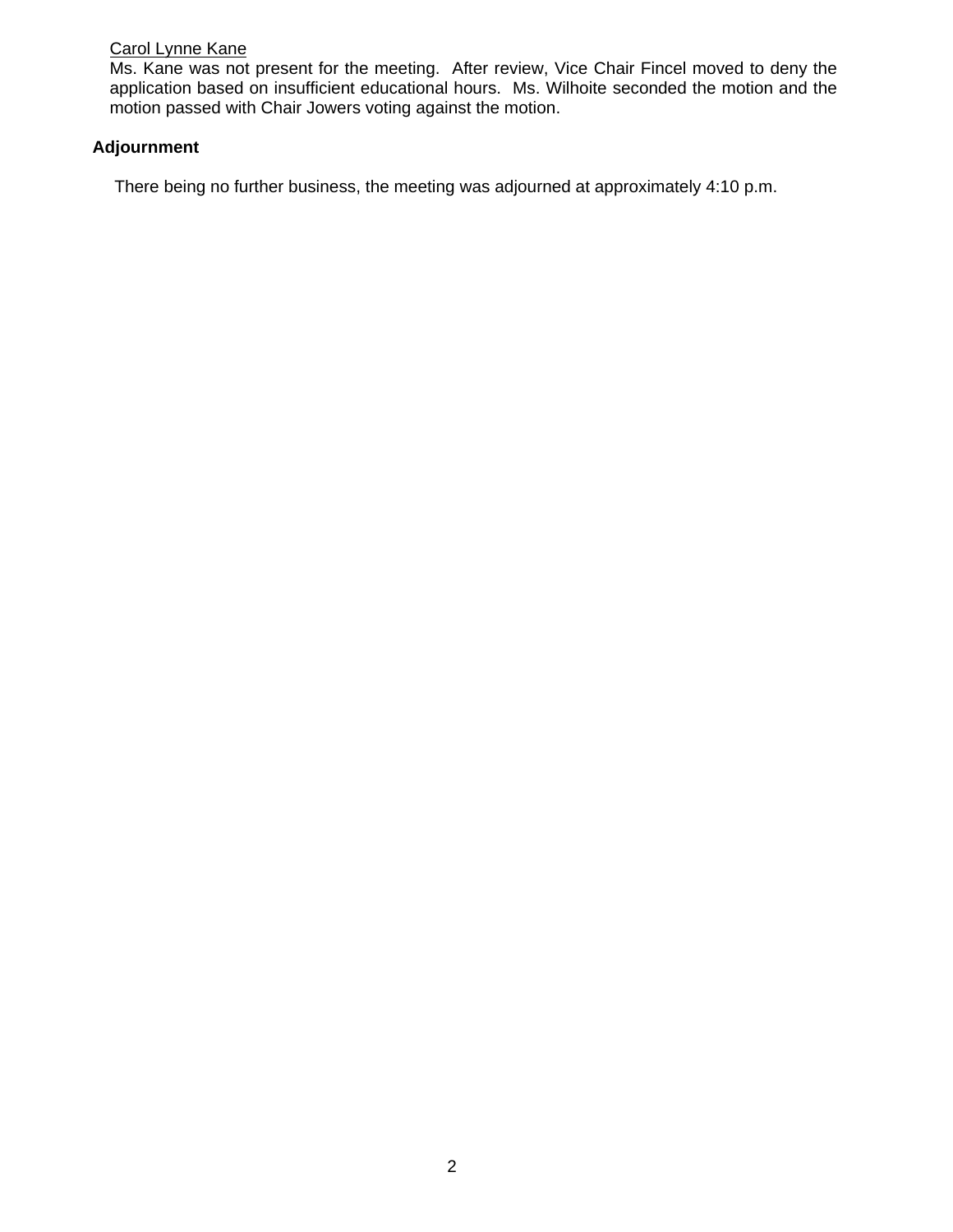Carol Lynne Kane

Ms. Kane was not present for the meeting. After review, Vice Chair Fincel moved to deny the application based on insufficient educational hours. Ms. Wilhoite seconded the motion and the motion passed with Chair Jowers voting against the motion.

**Adjournment**

There being no further business, the meeting was adjourned at approximately 4:10 p.m.